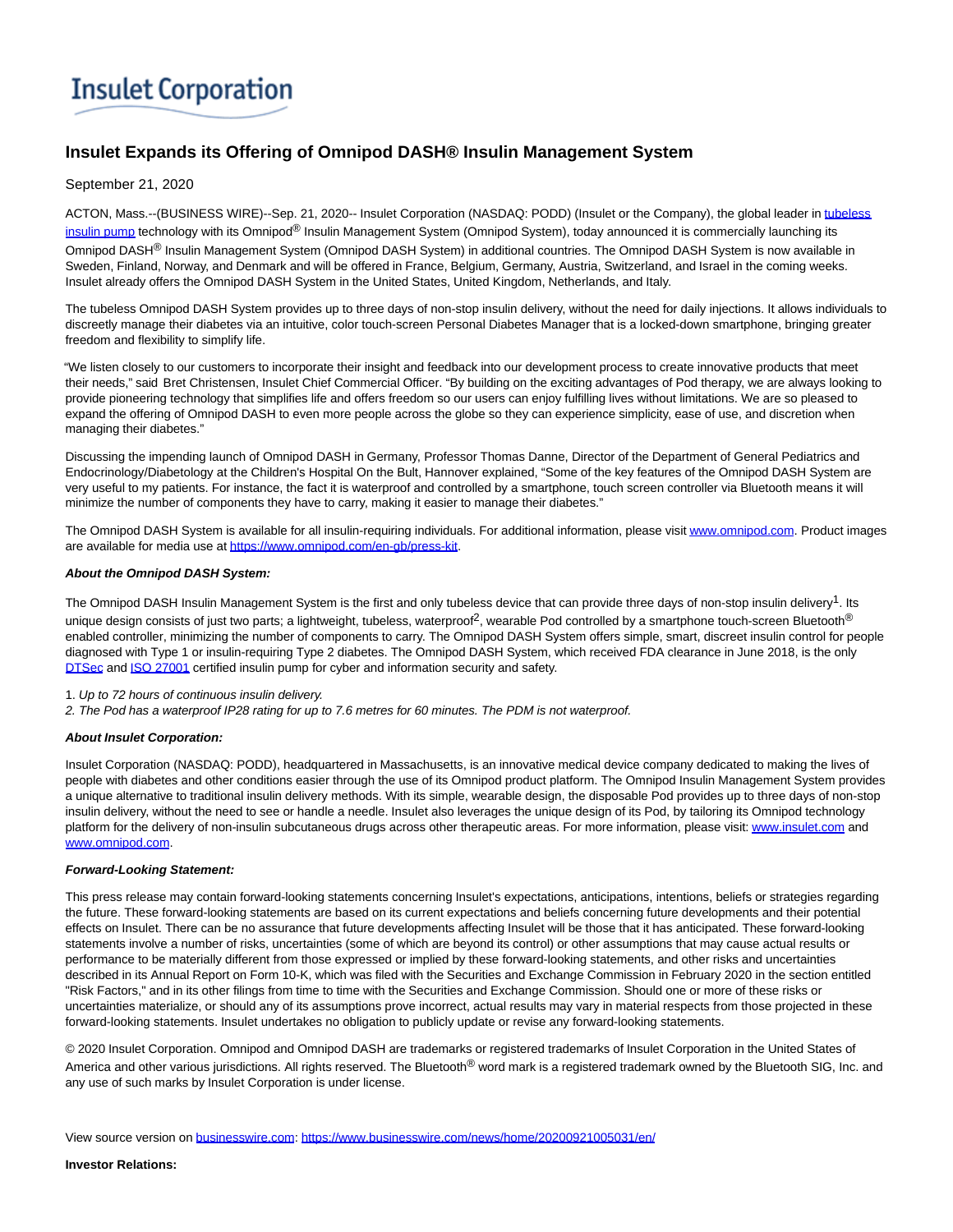# Insulet Corporation

## Insulet Expands its Offering of Omnipod DASH® Insulin Management System

September 21, 2020

ACTON, Mass.--(BUSINESS WIRE)--Sep. 21, 2020-- Insulet Corporation (NASDAQ: PODD) (Insulet or the Company), the global leader in tubeless insulin pump technology with its Omnipod® Insulin Management System (Omnipod System), today announced it is commercially launching its Omnipod DASH® Insulin Management System (Omnipod DASH System) in additional countries. The Omnipod DASH System is now available in Sweden, Finland, Norway, and Denmark and will be offered in France, Belgium, Germany, Austria, Switzerland, and Israel in the coming weeks. Insulet already offers the Omnipod DASH System in the United States, United Kingdom, Netherlands, and Italy.

The tubeless Omnipod DASH System provides up to three days of non-stop insulin delivery, without the need for daily injections. It allows individuals to discreetly manage their diabetes via an intuitive, color touch-screen Personal Diabetes Manager that is a locked-down smartphone, bringing greater freedom and flexibility to simplify life.

"We listen closely to our customers to incorporate their insight and feedback into our development process to create innovative products that meet their needs," said Bret Christensen, Insulet Chief Commercial Officer. "By building on the exciting advantages of Pod therapy, we are always looking to provide pioneering technology that simplifies life and offers freedom so our users can enjoy fulfilling lives without limitations. We are so pleased to expand the offering of Omnipod DASH to even more people across the globe so they can experience simplicity, ease of use, and discretion when managing their diabetes."

Discussing the impending launch of Omnipod DASH in Germany, Professor Thomas Danne, Director of the Department of General Pediatrics and Endocrinology/Diabetology at the Children's Hospital On the Bult, Hannover explained, "Some of the key features of the Omnipod DASH System are very useful to my patients. For instance, the fact it is waterproof and controlled by a smartphone, touch screen controller via Bluetooth means it will minimize the number of components they have to carry, making it easier to manage their diabetes."

The Omnipod DASH System is available for all insulin-requiring individuals. For additional information, please visit www.omnipod.com. Product images are available for media use at https://www.omnipod.com/en-gb/press-kit.

***About the Omnipod DASH System:***

The Omnipod DASH Insulin Management System is the first and only tubeless device that can provide three days of non-stop insulin delivery[1]. Its unique design consists of just two parts; a lightweight, tubeless, waterproof[2], wearable Pod controlled by a smartphone touch-screen Bluetooth® enabled controller, minimizing the number of components to carry. The Omnipod DASH System offers simple, smart, discreet insulin control for people diagnosed with Type 1 or insulin-requiring Type 2 diabetes. The Omnipod DASH System, which received FDA clearance in June 2018, is the only DTSec and ISO 27001 certified insulin pump for cyber and information security and safety.

1. *Up to 72 hours of continuous insulin delivery.*
2. *The Pod has a waterproof IP28 rating for up to 7.6 metres for 60 minutes. The PDM is not waterproof.*

***About Insulet Corporation:***

Insulet Corporation (NASDAQ: PODD), headquartered in Massachusetts, is an innovative medical device company dedicated to making the lives of people with diabetes and other conditions easier through the use of its Omnipod product platform. The Omnipod Insulin Management System provides a unique alternative to traditional insulin delivery methods. With its simple, wearable design, the disposable Pod provides up to three days of non-stop insulin delivery, without the need to see or handle a needle. Insulet also leverages the unique design of its Pod, by tailoring its Omnipod technology platform for the delivery of non-insulin subcutaneous drugs across other therapeutic areas. For more information, please visit: www.insulet.com and www.omnipod.com.

***Forward-Looking Statement:***

This press release may contain forward-looking statements concerning Insulet's expectations, anticipations, intentions, beliefs or strategies regarding the future. These forward-looking statements are based on its current expectations and beliefs concerning future developments and their potential effects on Insulet. There can be no assurance that future developments affecting Insulet will be those that it has anticipated. These forward-looking statements involve a number of risks, uncertainties (some of which are beyond its control) or other assumptions that may cause actual results or performance to be materially different from those expressed or implied by these forward-looking statements, and other risks and uncertainties described in its Annual Report on Form 10-K, which was filed with the Securities and Exchange Commission in February 2020 in the section entitled "Risk Factors," and in its other filings from time to time with the Securities and Exchange Commission. Should one or more of these risks or uncertainties materialize, or should any of its assumptions prove incorrect, actual results may vary in material respects from those projected in these forward-looking statements. Insulet undertakes no obligation to publicly update or revise any forward-looking statements.

© 2020 Insulet Corporation. Omnipod and Omnipod DASH are trademarks or registered trademarks of Insulet Corporation in the United States of America and other various jurisdictions. All rights reserved. The Bluetooth® word mark is a registered trademark owned by the Bluetooth SIG, Inc. and any use of such marks by Insulet Corporation is under license.

View source version on businesswire.com: https://www.businesswire.com/news/home/20200921005031/en/

**Investor Relations:**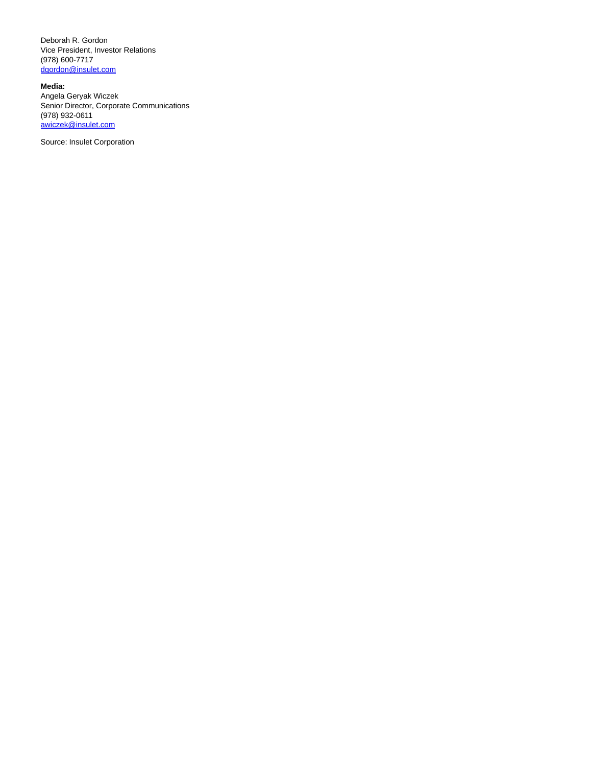Deborah R. Gordon
Vice President, Investor Relations
(978) 600-7717
[dgordon@insulet.com](mailto:dgordon@insulet.com)

**Media:**
Angela Geryak Wiczek
Senior Director, Corporate Communications
(978) 932-0611
[awiczek@insulet.com](mailto:awiczek@insulet.com)

Source: Insulet Corporation